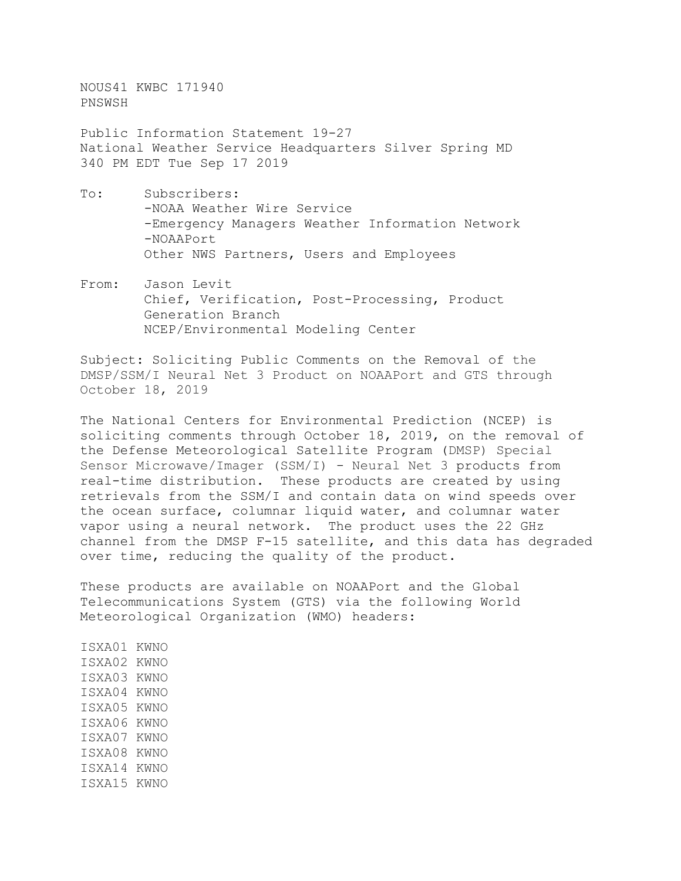NOUS41 KWBC 171940
PNSWSH

Public Information Statement 19-27
National Weather Service Headquarters Silver Spring MD
340 PM EDT Tue Sep 17 2019

To: Subscribers:
-NOAA Weather Wire Service
-Emergency Managers Weather Information Network
-NOAAPort
Other NWS Partners, Users and Employees

From: Jason Levit
Chief, Verification, Post-Processing, Product Generation Branch
NCEP/Environmental Modeling Center

Subject: Soliciting Public Comments on the Removal of the DMSP/SSM/I Neural Net 3 Product on NOAAPort and GTS through October 18, 2019

The National Centers for Environmental Prediction (NCEP) is soliciting comments through October 18, 2019, on the removal of the Defense Meteorological Satellite Program (DMSP) Special Sensor Microwave/Imager (SSM/I) - Neural Net 3 products from real-time distribution. These products are created by using retrievals from the SSM/I and contain data on wind speeds over the ocean surface, columnar liquid water, and columnar water vapor using a neural network. The product uses the 22 GHz channel from the DMSP F-15 satellite, and this data has degraded over time, reducing the quality of the product.

These products are available on NOAAPort and the Global Telecommunications System (GTS) via the following World Meteorological Organization (WMO) headers:

ISXA01 KWNO
ISXA02 KWNO
ISXA03 KWNO
ISXA04 KWNO
ISXA05 KWNO
ISXA06 KWNO
ISXA07 KWNO
ISXA08 KWNO
ISXA14 KWNO
ISXA15 KWNO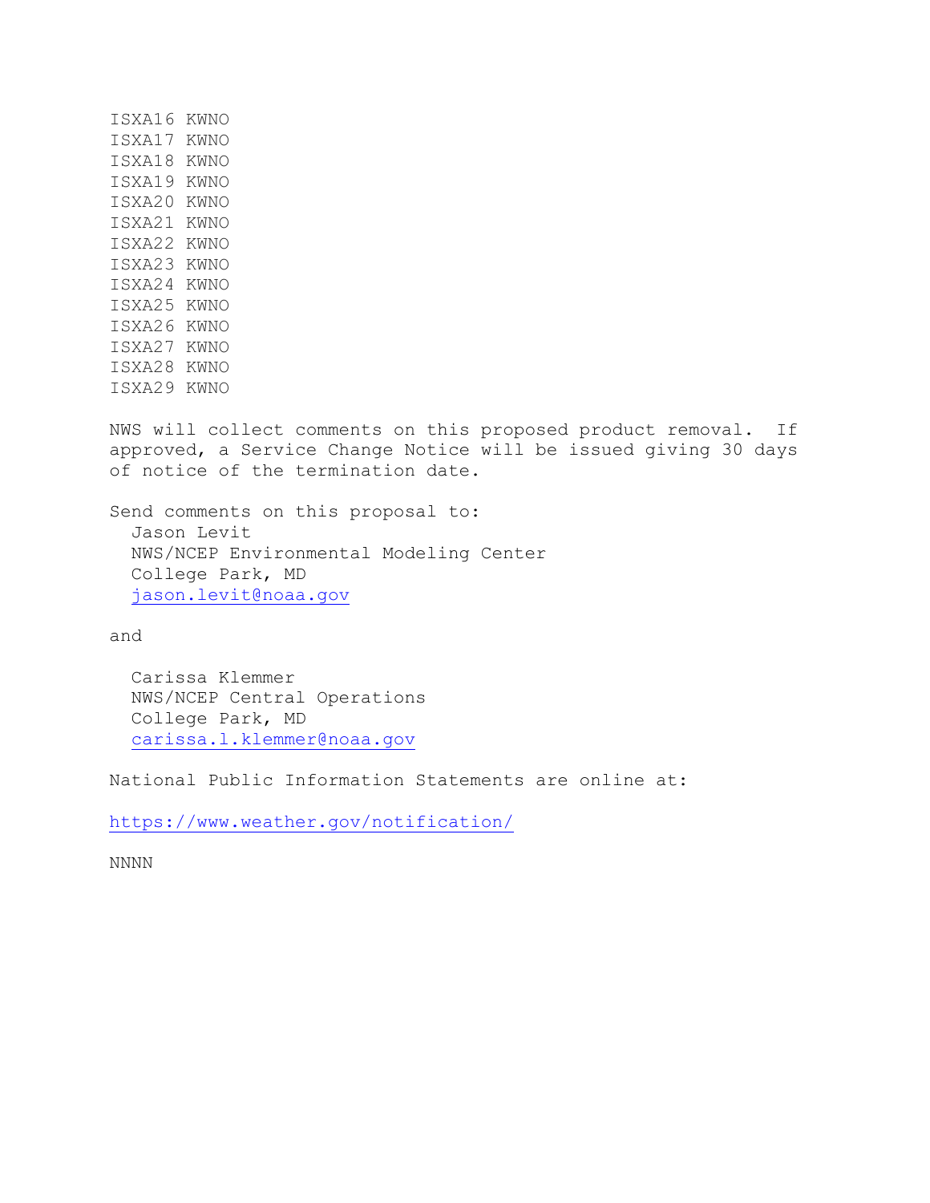ISXA16 KWNO
ISXA17 KWNO
ISXA18 KWNO
ISXA19 KWNO
ISXA20 KWNO
ISXA21 KWNO
ISXA22 KWNO
ISXA23 KWNO
ISXA24 KWNO
ISXA25 KWNO
ISXA26 KWNO
ISXA27 KWNO
ISXA28 KWNO
ISXA29 KWNO

NWS will collect comments on this proposed product removal. If approved, a Service Change Notice will be issued giving 30 days of notice of the termination date.

Send comments on this proposal to:

Jason Levit
NWS/NCEP Environmental Modeling Center
College Park, MD
jason.levit@noaa.gov

and

Carissa Klemmer
NWS/NCEP Central Operations
College Park, MD
carissa.l.klemmer@noaa.gov

National Public Information Statements are online at:

https://www.weather.gov/notification/

NNNN